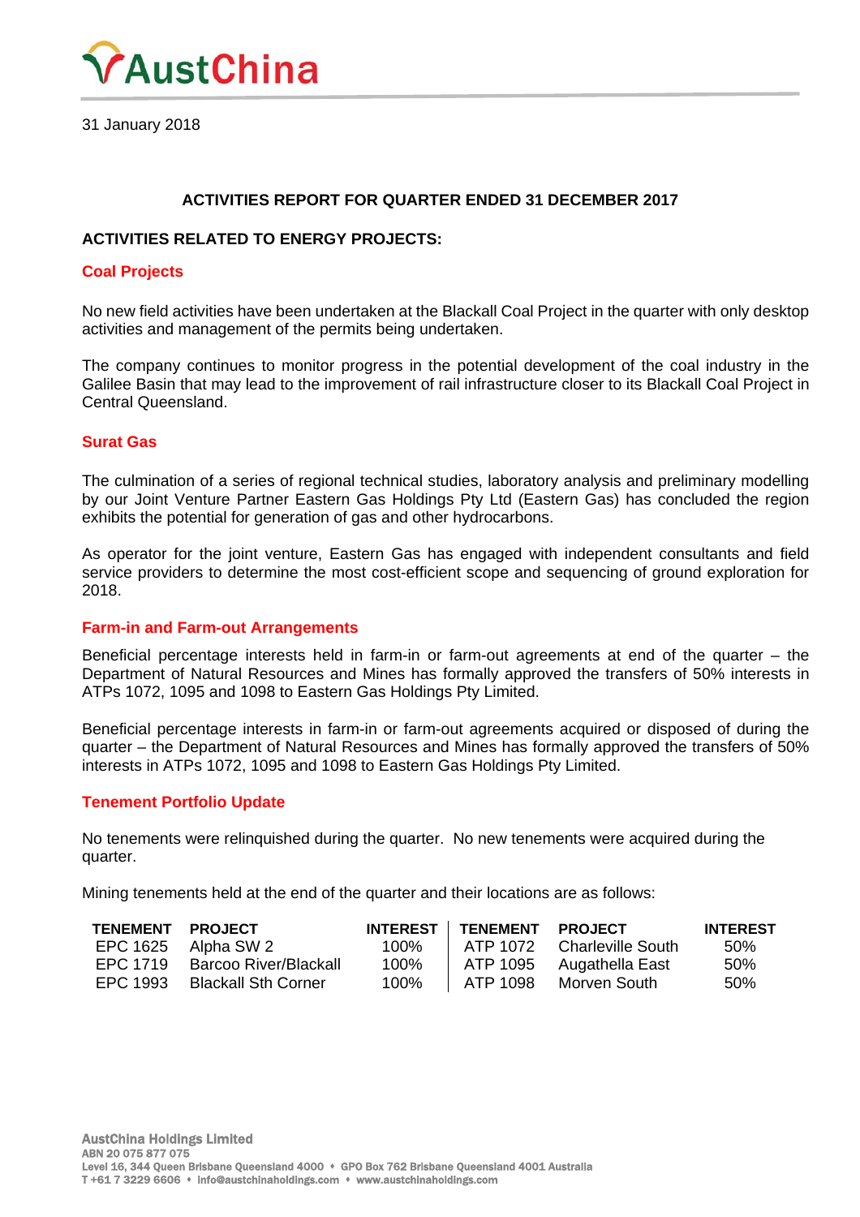# AustChina

31 January 2018

## ACTIVITIES REPORT FOR QUARTER ENDED 31 DECEMBER 2017

### ACTIVITIES RELATED TO ENERGY PROJECTS:

#### Coal Projects

No new field activities have been undertaken at the Blackall Coal Project in the quarter with only desktop activities and management of the permits being undertaken.

The company continues to monitor progress in the potential development of the coal industry in the Galilee Basin that may lead to the improvement of rail infrastructure closer to its Blackall Coal Project in Central Queensland.

#### Surat Gas

The culmination of a series of regional technical studies, laboratory analysis and preliminary modelling by our Joint Venture Partner Eastern Gas Holdings Pty Ltd (Eastern Gas) has concluded the region exhibits the potential for generation of gas and other hydrocarbons.

As operator for the joint venture, Eastern Gas has engaged with independent consultants and field service providers to determine the most cost-efficient scope and sequencing of ground exploration for 2018.

#### Farm-in and Farm-out Arrangements

Beneficial percentage interests held in farm-in or farm-out agreements at end of the quarter – the Department of Natural Resources and Mines has formally approved the transfers of 50% interests in ATPs 1072, 1095 and 1098 to Eastern Gas Holdings Pty Limited.

Beneficial percentage interests in farm-in or farm-out agreements acquired or disposed of during the quarter – the Department of Natural Resources and Mines has formally approved the transfers of 50% interests in ATPs 1072, 1095 and 1098 to Eastern Gas Holdings Pty Limited.

#### Tenement Portfolio Update

No tenements were relinquished during the quarter. No new tenements were acquired during the quarter.

Mining tenements held at the end of the quarter and their locations are as follows:

| TENEMENT | PROJECT | INTEREST | TENEMENT | PROJECT | INTEREST |
|---|---|---|---|---|---|
| EPC 1625 | Alpha SW 2 | 100% | ATP 1072 | Charleville South | 50% |
| EPC 1719 | Barcoo River/Blackall | 100% | ATP 1095 | Augathella East | 50% |
| EPC 1993 | Blackall Sth Corner | 100% | ATP 1098 | Morven South | 50% |

**AustChina Holdings Limited**
ABN 20 075 877 075
Level 16, 344 Queen Street Brisbane Queensland 4000 • GPO Box 762 Brisbane Queensland 4001 Australia
T +61 7 3229 6606 • info@austchinaholdings.com • www.austchinaholdings.com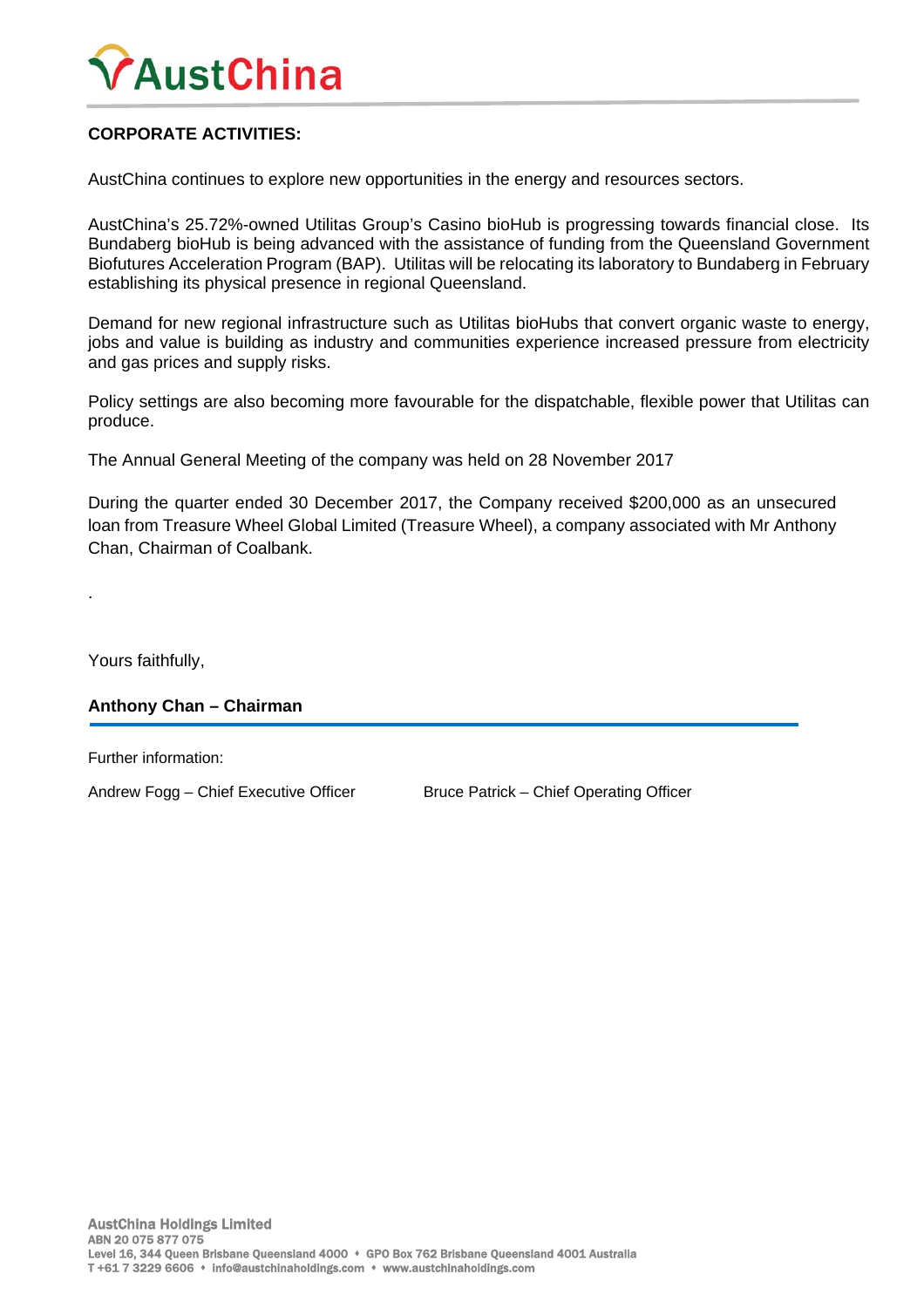**CORPORATE ACTIVITIES:**

AustChina continues to explore new opportunities in the energy and resources sectors.

AustChina's 25.72%-owned Utilitas Group's Casino bioHub is progressing towards financial close. Its Bundaberg bioHub is being advanced with the assistance of funding from the Queensland Government Biofutures Acceleration Program (BAP). Utilitas will be relocating its laboratory to Bundaberg in February establishing its physical presence in regional Queensland.

Demand for new regional infrastructure such as Utilitas bioHubs that convert organic waste to energy, jobs and value is building as industry and communities experience increased pressure from electricity and gas prices and supply risks.

Policy settings are also becoming more favourable for the dispatchable, flexible power that Utilitas can produce.

The Annual General Meeting of the company was held on 28 November 2017

During the quarter ended 30 December 2017, the Company received $200,000 as an unsecured loan from Treasure Wheel Global Limited (Treasure Wheel), a company associated with Mr Anthony Chan, Chairman of Coalbank.

.

Yours faithfully,

**Anthony Chan – Chairman**

Further information:

Andrew Fogg – Chief Executive Officer

Bruce Patrick – Chief Operating Officer

AustChina Holdings Limited
ABN 20 075 877 075
Level 16, 344 Queen Brisbane Queensland 4000 • GPO Box 762 Brisbane Queensland 4001 Australia
T +61 7 3229 6606 • info@austchinaholdings.com • www.austchinaholdings.com